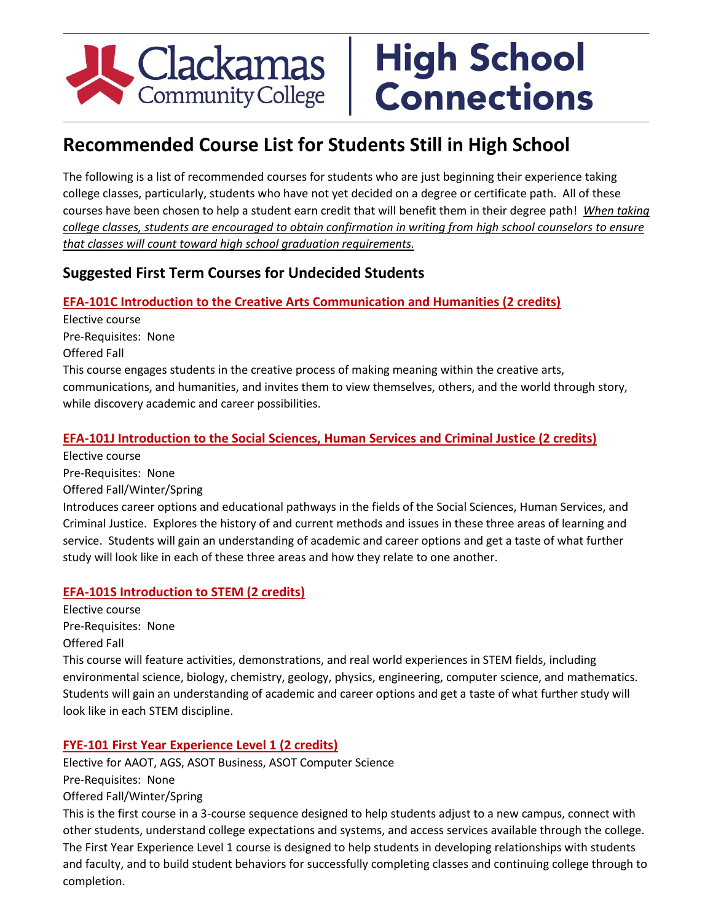# Clackamas Community College | High School Connections

## Recommended Course List for Students Still in High School

The following is a list of recommended courses for students who are just beginning their experience taking college classes, particularly, students who have not yet decided on a degree or certificate path. All of these courses have been chosen to help a student earn credit that will benefit them in their degree path! *When taking college classes, students are encouraged to obtain confirmation in writing from high school counselors to ensure that classes will count toward high school graduation requirements.*

### Suggested First Term Courses for Undecided Students

**EFA-101C Introduction to the Creative Arts Communication and Humanities (2 credits)**

Elective course
Pre-Requisites: None
Offered Fall
This course engages students in the creative process of making meaning within the creative arts, communications, and humanities, and invites them to view themselves, others, and the world through story, while discovery academic and career possibilities.

**EFA-101J Introduction to the Social Sciences, Human Services and Criminal Justice (2 credits)**

Elective course
Pre-Requisites: None
Offered Fall/Winter/Spring
Introduces career options and educational pathways in the fields of the Social Sciences, Human Services, and Criminal Justice. Explores the history of and current methods and issues in these three areas of learning and service. Students will gain an understanding of academic and career options and get a taste of what further study will look like in each of these three areas and how they relate to one another.

**EFA-101S Introduction to STEM (2 credits)**

Elective course
Pre-Requisites: None
Offered Fall
This course will feature activities, demonstrations, and real world experiences in STEM fields, including environmental science, biology, chemistry, geology, physics, engineering, computer science, and mathematics. Students will gain an understanding of academic and career options and get a taste of what further study will look like in each STEM discipline.

**FYE-101 First Year Experience Level 1 (2 credits)**

Elective for AAOT, AGS, ASOT Business, ASOT Computer Science
Pre-Requisites: None
Offered Fall/Winter/Spring
This is the first course in a 3-course sequence designed to help students adjust to a new campus, connect with other students, understand college expectations and systems, and access services available through the college. The First Year Experience Level 1 course is designed to help students in developing relationships with students and faculty, and to build student behaviors for successfully completing classes and continuing college through to completion.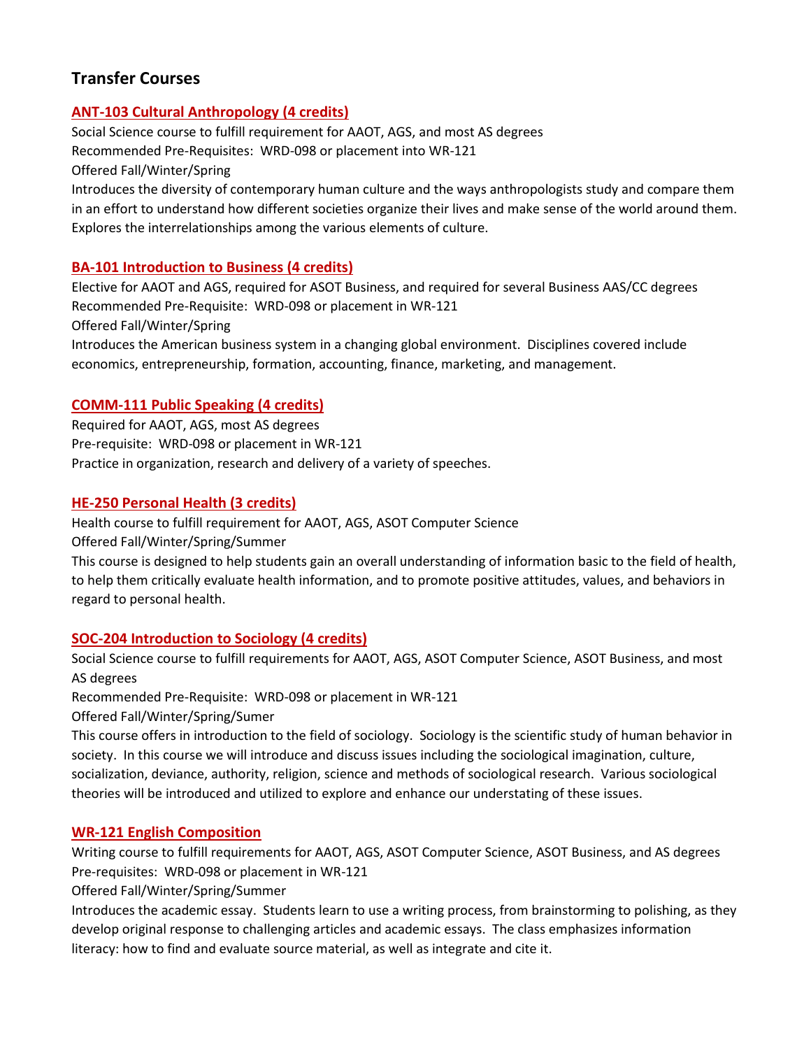## Transfer Courses

### ANT-103 Cultural Anthropology (4 credits)

Social Science course to fulfill requirement for AAOT, AGS, and most AS degrees
Recommended Pre-Requisites: WRD-098 or placement into WR-121
Offered Fall/Winter/Spring
Introduces the diversity of contemporary human culture and the ways anthropologists study and compare them in an effort to understand how different societies organize their lives and make sense of the world around them. Explores the interrelationships among the various elements of culture.

### BA-101 Introduction to Business (4 credits)

Elective for AAOT and AGS, required for ASOT Business, and required for several Business AAS/CC degrees
Recommended Pre-Requisite: WRD-098 or placement in WR-121
Offered Fall/Winter/Spring
Introduces the American business system in a changing global environment. Disciplines covered include economics, entrepreneurship, formation, accounting, finance, marketing, and management.

### COMM-111 Public Speaking (4 credits)

Required for AAOT, AGS, most AS degrees
Pre-requisite: WRD-098 or placement in WR-121
Practice in organization, research and delivery of a variety of speeches.

### HE-250 Personal Health (3 credits)

Health course to fulfill requirement for AAOT, AGS, ASOT Computer Science
Offered Fall/Winter/Spring/Summer
This course is designed to help students gain an overall understanding of information basic to the field of health, to help them critically evaluate health information, and to promote positive attitudes, values, and behaviors in regard to personal health.

### SOC-204 Introduction to Sociology (4 credits)

Social Science course to fulfill requirements for AAOT, AGS, ASOT Computer Science, ASOT Business, and most AS degrees
Recommended Pre-Requisite: WRD-098 or placement in WR-121
Offered Fall/Winter/Spring/Sumer
This course offers in introduction to the field of sociology. Sociology is the scientific study of human behavior in society. In this course we will introduce and discuss issues including the sociological imagination, culture, socialization, deviance, authority, religion, science and methods of sociological research. Various sociological theories will be introduced and utilized to explore and enhance our understating of these issues.

### WR-121 English Composition

Writing course to fulfill requirements for AAOT, AGS, ASOT Computer Science, ASOT Business, and AS degrees
Pre-requisites: WRD-098 or placement in WR-121
Offered Fall/Winter/Spring/Summer
Introduces the academic essay. Students learn to use a writing process, from brainstorming to polishing, as they develop original response to challenging articles and academic essays. The class emphasizes information literacy: how to find and evaluate source material, as well as integrate and cite it.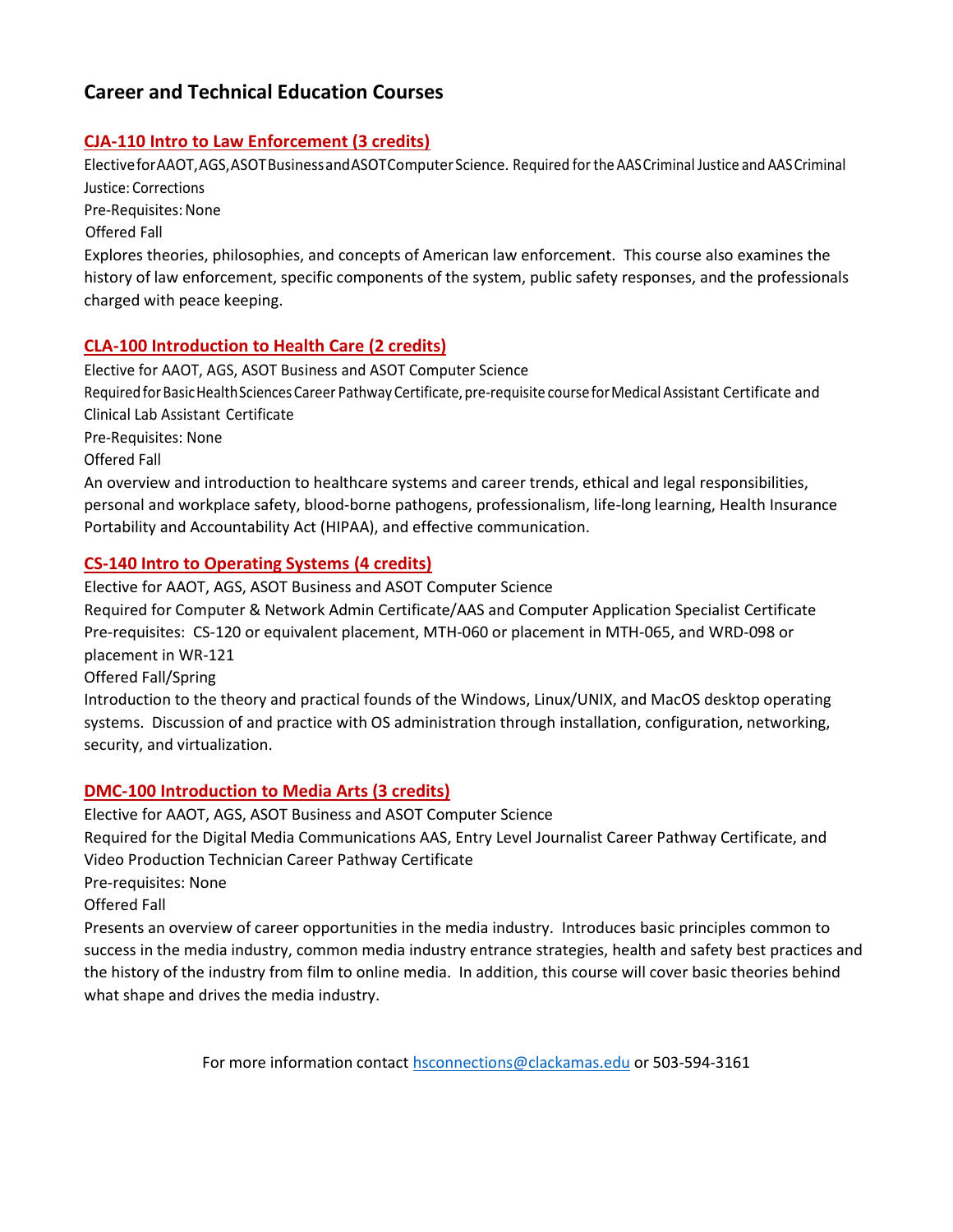## Career and Technical Education Courses

### CJA-110 Intro to Law Enforcement (3 credits)

Elective for AAOT, AGS, ASOT Business and ASOT Computer Science. Required for the AAS Criminal Justice and AAS Criminal Justice: Corrections

Pre-Requisites: None

Offered Fall

Explores theories, philosophies, and concepts of American law enforcement. This course also examines the history of law enforcement, specific components of the system, public safety responses, and the professionals charged with peace keeping.

### CLA-100 Introduction to Health Care (2 credits)

Elective for AAOT, AGS, ASOT Business and ASOT Computer Science

Required for Basic Health Sciences Career Pathway Certificate, pre-requisite course for Medical Assistant Certificate and Clinical Lab Assistant Certificate

Pre-Requisites: None

Offered Fall

An overview and introduction to healthcare systems and career trends, ethical and legal responsibilities, personal and workplace safety, blood-borne pathogens, professionalism, life-long learning, Health Insurance Portability and Accountability Act (HIPAA), and effective communication.

### CS-140 Intro to Operating Systems (4 credits)

Elective for AAOT, AGS, ASOT Business and ASOT Computer Science

Required for Computer & Network Admin Certificate/AAS and Computer Application Specialist Certificate

Pre-requisites: CS-120 or equivalent placement, MTH-060 or placement in MTH-065, and WRD-098 or placement in WR-121

Offered Fall/Spring

Introduction to the theory and practical founds of the Windows, Linux/UNIX, and MacOS desktop operating systems. Discussion of and practice with OS administration through installation, configuration, networking, security, and virtualization.

### DMC-100 Introduction to Media Arts (3 credits)

Elective for AAOT, AGS, ASOT Business and ASOT Computer Science

Required for the Digital Media Communications AAS, Entry Level Journalist Career Pathway Certificate, and Video Production Technician Career Pathway Certificate

Pre-requisites: None

Offered Fall

Presents an overview of career opportunities in the media industry. Introduces basic principles common to success in the media industry, common media industry entrance strategies, health and safety best practices and the history of the industry from film to online media. In addition, this course will cover basic theories behind what shape and drives the media industry.

For more information contact hsconnections@clackamas.edu or 503-594-3161